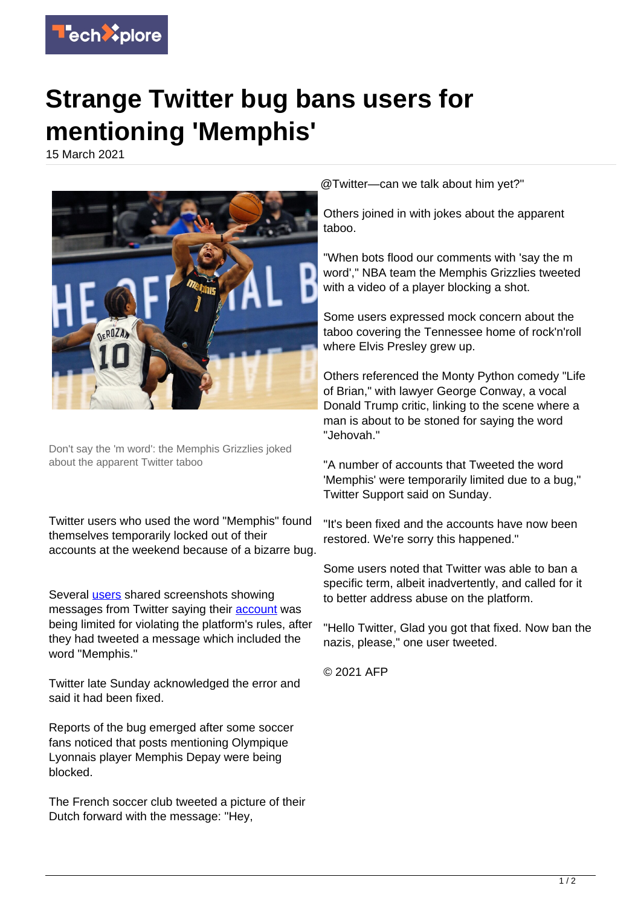# Strange Twitter bug bans users for mentioning 'Memphis'

15 March 2021

Don't say the 'm word': the Memphis Grizzlies joked about the apparent Twitter taboo

Twitter users who used the word "Memphis" found themselves temporarily locked out of their accounts at the weekend because of a bizarre bug.

Several users shared screenshots showing messages from Twitter saying their account was being limited for violating the platform's rules, after they had tweeted a message which included the word "Memphis."

Twitter late Sunday acknowledged the error and said it had been fixed.

Reports of the bug emerged after some soccer fans noticed that posts mentioning Olympique Lyonnais player Memphis Depay were being blocked.

The French soccer club tweeted a picture of their Dutch forward with the message: "Hey, @Twitter—can we talk about him yet?"

Others joined in with jokes about the apparent taboo.

"When bots flood our comments with 'say the m word'," NBA team the Memphis Grizzlies tweeted with a video of a player blocking a shot.

Some users expressed mock concern about the taboo covering the Tennessee home of rock'n'roll where Elvis Presley grew up.

Others referenced the Monty Python comedy "Life of Brian," with lawyer George Conway, a vocal Donald Trump critic, linking to the scene where a man is about to be stoned for saying the word "Jehovah."

"A number of accounts that Tweeted the word 'Memphis' were temporarily limited due to a bug," Twitter Support said on Sunday.

"It's been fixed and the accounts have now been restored. We're sorry this happened."

Some users noted that Twitter was able to ban a specific term, albeit inadvertently, and called for it to better address abuse on the platform.

"Hello Twitter, Glad you got that fixed. Now ban the nazis, please," one user tweeted.

© 2021 AFP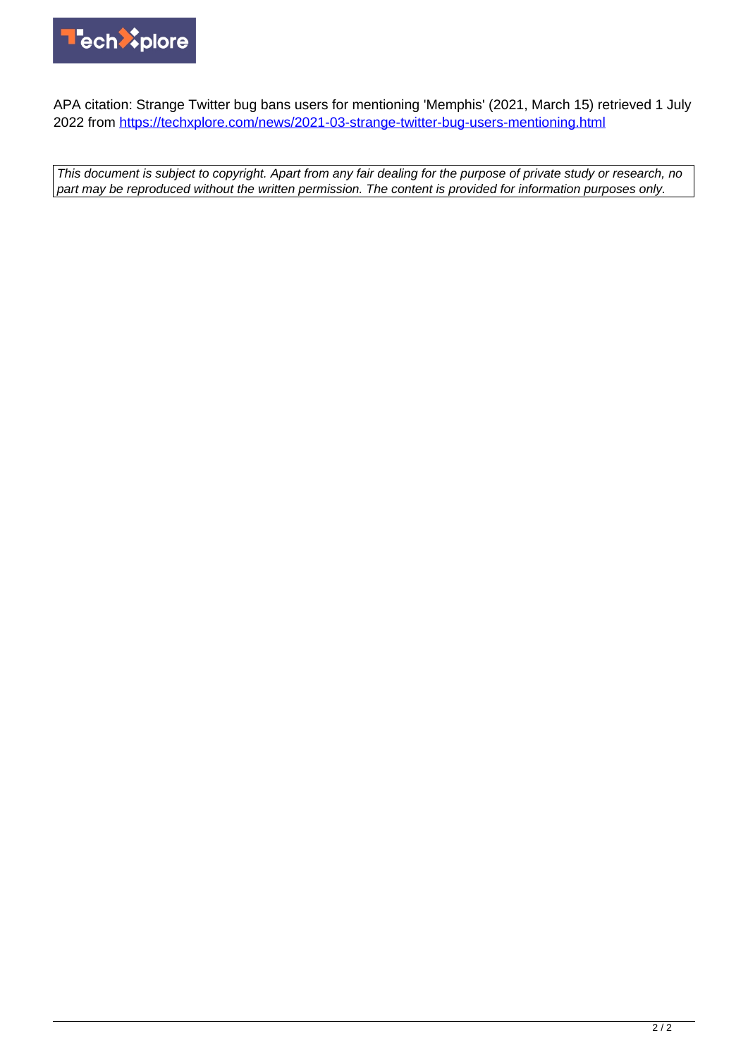APA citation: Strange Twitter bug bans users for mentioning 'Memphis' (2021, March 15) retrieved 1 July 2022 from https://techxplore.com/news/2021-03-strange-twitter-bug-users-mentioning.html

*This document is subject to copyright. Apart from any fair dealing for the purpose of private study or research, no part may be reproduced without the written permission. The content is provided for information purposes only.*